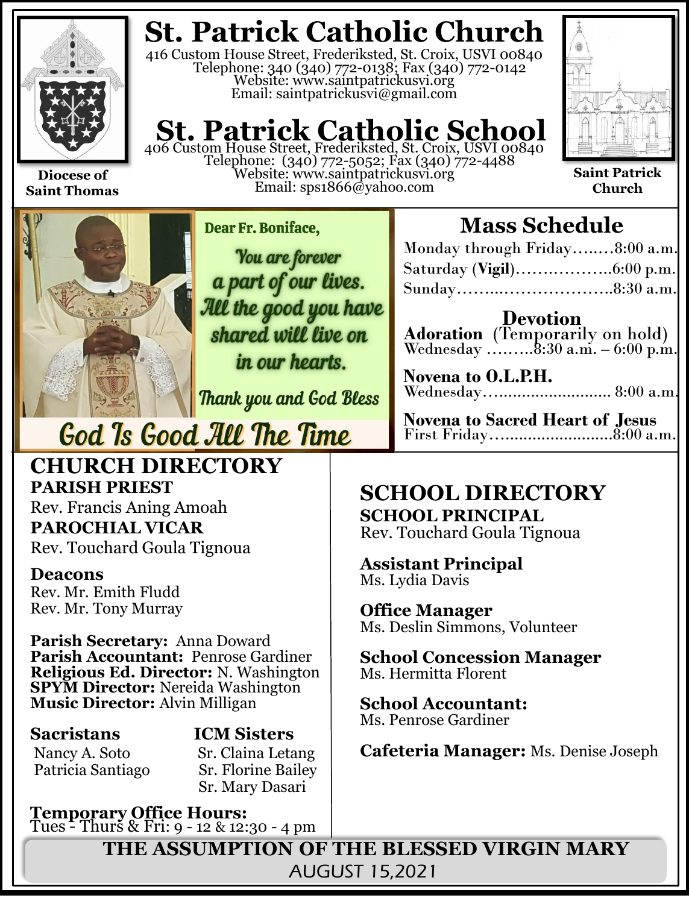# St. Patrick Catholic Church

416 Custom House Street, Frederiksted, St. Croix, USVI 00840
Telephone: 340 (340) 772-0138; Fax (340) 772-0142
Website: www.saintpatrickusvi.org
Email: saintpatrickusvi@gmail.com

# St. Patrick Catholic School

406 Custom House Street, Frederiksted, St. Croix, USVI 00840
Telephone: (340) 772-5052; Fax (340) 772-4488
Website: www.saintpatrickusvi.org
Email: sps1866@yahoo.com

**Diocese of Saint Thomas**

**Saint Patrick Church**

Dear Fr. Boniface,

*You are forever a part of our lives. All the good you have shared will live on in our hearts.*

*Thank you and God Bless*

*God Is Good All The Time*

## Mass Schedule

Monday through Friday……..8:00 a.m.
Saturday (**Vigil**)……………...6:00 p.m.
Sunday…………………………8:30 a.m.

### Devotion

**Adoration** (Temporarily on hold)
Wednesday ………8:30 a.m. – 6:00 p.m.

**Novena to O.L.P.H.**
Wednesday…………………….. 8:00 a.m.

**Novena to Sacred Heart of Jesus**
First Friday…………………….8:00 a.m.

## CHURCH DIRECTORY

**PARISH PRIEST**
Rev. Francis Aning Amoah

**PAROCHIAL VICAR**
Rev. Touchard Goula Tignoua

**Deacons**
Rev. Mr. Emith Fludd
Rev. Mr. Tony Murray

**Parish Secretary:** Anna Doward
**Parish Accountant:** Penrose Gardiner
**Religious Ed. Director:** N. Washington
**SPYM Director:** Nereida Washington
**Music Director:** Alvin Milligan

**Sacristans**
Nancy A. Soto
Patricia Santiago

**ICM Sisters**
Sr. Claina Letang
Sr. Florine Bailey
Sr. Mary Dasari

**Temporary Office Hours:**
Tues - Thurs & Fri: 9 - 12 & 12:30 - 4 pm

## SCHOOL DIRECTORY

**SCHOOL PRINCIPAL**
Rev. Touchard Goula Tignoua

**Assistant Principal**
Ms. Lydia Davis

**Office Manager**
Ms. Deslin Simmons, Volunteer

**School Concession Manager**
Ms. Hermitta Florent

**School Accountant:**
Ms. Penrose Gardiner

**Cafeteria Manager:** Ms. Denise Joseph

**THE ASSUMPTION OF THE BLESSED VIRGIN MARY**
AUGUST 15,2021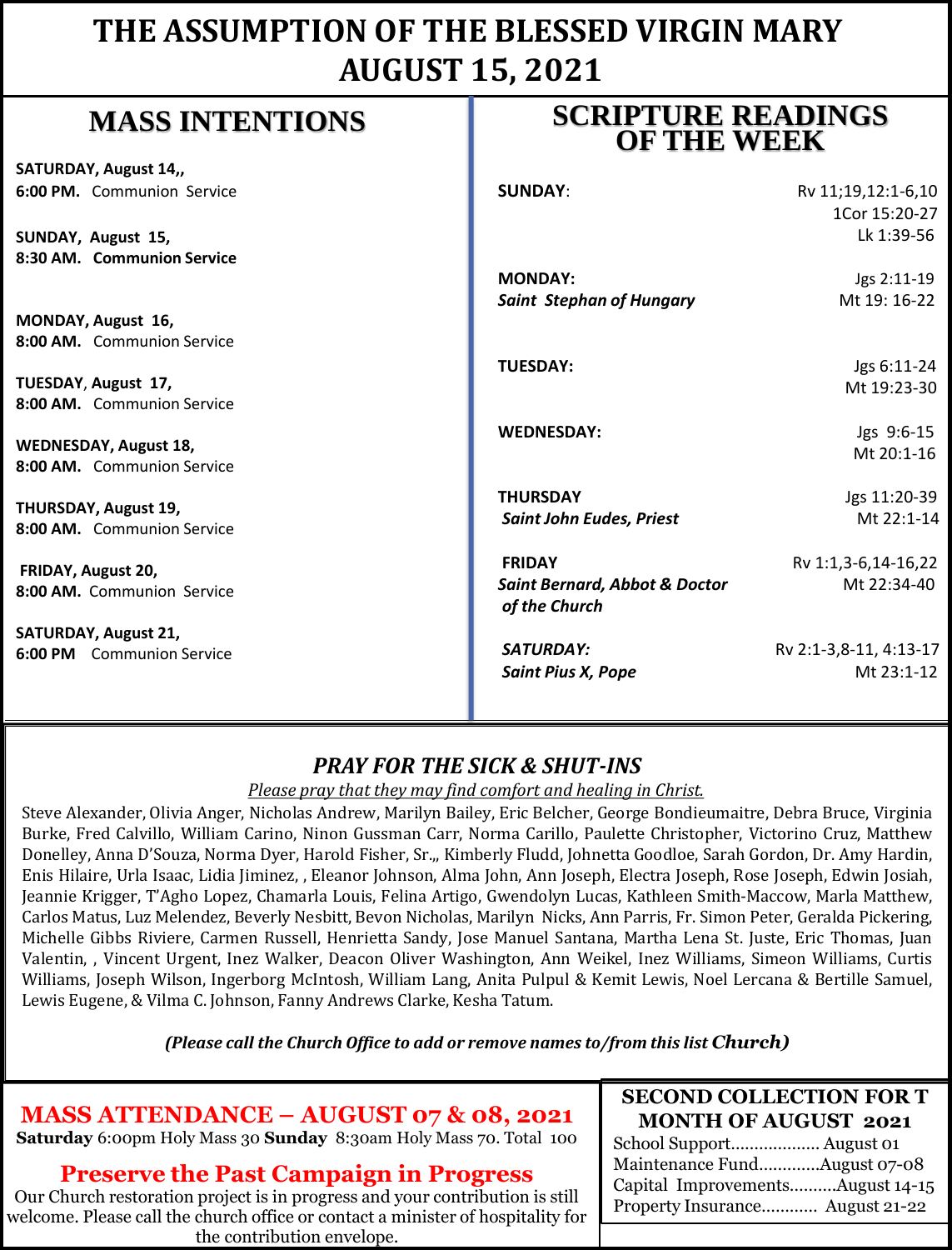# THE ASSUMPTION OF THE BLESSED VIRGIN MARY
# AUGUST 15, 2021

## MASS INTENTIONS

**SATURDAY, August 14,,**
**6:00 PM.** Communion Service

**SUNDAY, August 15,**
**8:30 AM. Communion Service**

**MONDAY, August 16,**
**8:00 AM.** Communion Service

**TUESDAY, August 17,**
**8:00 AM.** Communion Service

**WEDNESDAY, August 18,**
**8:00 AM.** Communion Service

**THURSDAY, August 19,**
**8:00 AM.** Communion Service

**FRIDAY, August 20,**
**8:00 AM.** Communion Service

**SATURDAY, August 21,**
**6:00 PM** Communion Service

## SCRIPTURE READINGS OF THE WEEK

| | |
|---|---|
| **SUNDAY**: | Rv 11;19,12:1-6,10<br>1Cor 15:20-27<br>Lk 1:39-56 |
| **MONDAY:**<br>***Saint Stephan of Hungary*** | Jgs 2:11-19<br>Mt 19: 16-22 |
| **TUESDAY:** | Jgs 6:11-24<br>Mt 19:23-30 |
| **WEDNESDAY:** | Jgs 9:6-15<br>Mt 20:1-16 |
| **THURSDAY**<br>***Saint John Eudes, Priest*** | Jgs 11:20-39<br>Mt 22:1-14 |
| **FRIDAY**<br>***Saint Bernard, Abbot & Doctor of the Church*** | Rv 1:1,3-6,14-16,22<br>Mt 22:34-40 |
| ***SATURDAY:***<br>***Saint Pius X, Pope*** | Rv 2:1-3,8-11, 4:13-17<br>Mt 23:1-12 |

### *PRAY FOR THE SICK & SHUT-INS*

*Please pray that they may find comfort and healing in Christ.*

Steve Alexander, Olivia Anger, Nicholas Andrew, Marilyn Bailey, Eric Belcher, George Bondieumaitre, Debra Bruce, Virginia Burke, Fred Calvillo, William Carino, Ninon Gussman Carr, Norma Carillo, Paulette Christopher, Victorino Cruz, Matthew Donelley, Anna D'Souza, Norma Dyer, Harold Fisher, Sr.,, Kimberly Fludd, Johnetta Goodloe, Sarah Gordon, Dr. Amy Hardin, Enis Hilaire, Urla Isaac, Lidia Jiminez, , Eleanor Johnson, Alma John, Ann Joseph, Electra Joseph, Rose Joseph, Edwin Josiah, Jeannie Krigger, T'Agho Lopez, Chamarla Louis, Felina Artigo, Gwendolyn Lucas, Kathleen Smith-Maccow, Marla Matthew, Carlos Matus, Luz Melendez, Beverly Nesbitt, Bevon Nicholas, Marilyn Nicks, Ann Parris, Fr. Simon Peter, Geralda Pickering, Michelle Gibbs Riviere, Carmen Russell, Henrietta Sandy, Jose Manuel Santana, Martha Lena St. Juste, Eric Thomas, Juan Valentin, , Vincent Urgent, Inez Walker, Deacon Oliver Washington, Ann Weikel, Inez Williams, Simeon Williams, Curtis Williams, Joseph Wilson, Ingerborg McIntosh, William Lang, Anita Pulpul & Kemit Lewis, Noel Lercana & Bertille Samuel, Lewis Eugene, & Vilma C. Johnson, Fanny Andrews Clarke, Kesha Tatum.

***(Please call the Church Office to add or remove names to/from this list Church)***

## MASS ATTENDANCE – AUGUST 07 & 08, 2021

**Saturday** 6:00pm Holy Mass 30 **Sunday** 8:30am Holy Mass 70. Total 100

## Preserve the Past Campaign in Progress

Our Church restoration project is in progress and your contribution is still welcome. Please call the church office or contact a minister of hospitality for the contribution envelope.

### SECOND COLLECTION FOR T MONTH OF AUGUST 2021

School Support................... August 01
Maintenance Fund.............August 07-08
Capital Improvements..........August 14-15
Property Insurance............ August 21-22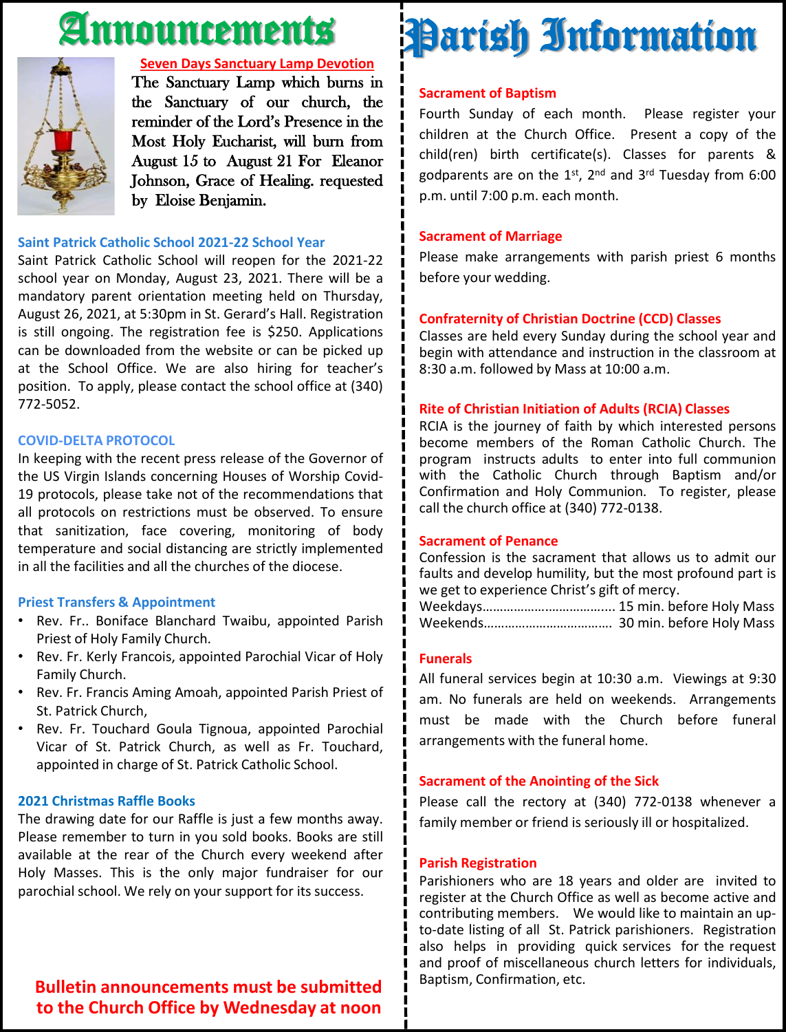# Announcements

**Seven Days Sanctuary Lamp Devotion**

The Sanctuary Lamp which burns in the Sanctuary of our church, the reminder of the Lord's Presence in the Most Holy Eucharist, will burn from August 15 to August 21 For Eleanor Johnson, Grace of Healing. requested by Eloise Benjamin.

### Saint Patrick Catholic School 2021-22 School Year

Saint Patrick Catholic School will reopen for the 2021-22 school year on Monday, August 23, 2021. There will be a mandatory parent orientation meeting held on Thursday, August 26, 2021, at 5:30pm in St. Gerard's Hall. Registration is still ongoing. The registration fee is $250. Applications can be downloaded from the website or can be picked up at the School Office. We are also hiring for teacher's position. To apply, please contact the school office at (340) 772-5052.

### COVID-DELTA PROTOCOL

In keeping with the recent press release of the Governor of the US Virgin Islands concerning Houses of Worship Covid-19 protocols, please take not of the recommendations that all protocols on restrictions must be observed. To ensure that sanitization, face covering, monitoring of body temperature and social distancing are strictly implemented in all the facilities and all the churches of the diocese.

### Priest Transfers & Appointment

- Rev. Fr.. Boniface Blanchard Twaibu, appointed Parish Priest of Holy Family Church.
- Rev. Fr. Kerly Francois, appointed Parochial Vicar of Holy Family Church.
- Rev. Fr. Francis Aming Amoah, appointed Parish Priest of St. Patrick Church,
- Rev. Fr. Touchard Goula Tignoua, appointed Parochial Vicar of St. Patrick Church, as well as Fr. Touchard, appointed in charge of St. Patrick Catholic School.

### 2021 Christmas Raffle Books

The drawing date for our Raffle is just a few months away. Please remember to turn in you sold books. Books are still available at the rear of the Church every weekend after Holy Masses. This is the only major fundraiser for our parochial school. We rely on your support for its success.

**Bulletin announcements must be submitted to the Church Office by Wednesday at noon**

# Parish Information

### Sacrament of Baptism

Fourth Sunday of each month. Please register your children at the Church Office. Present a copy of the child(ren) birth certificate(s). Classes for parents & godparents are on the 1st, 2nd and 3rd Tuesday from 6:00 p.m. until 7:00 p.m. each month.

### Sacrament of Marriage

Please make arrangements with parish priest 6 months before your wedding.

### Confraternity of Christian Doctrine (CCD) Classes

Classes are held every Sunday during the school year and begin with attendance and instruction in the classroom at 8:30 a.m. followed by Mass at 10:00 a.m.

### Rite of Christian Initiation of Adults (RCIA) Classes

RCIA is the journey of faith by which interested persons become members of the Roman Catholic Church. The program instructs adults to enter into full communion with the Catholic Church through Baptism and/or Confirmation and Holy Communion. To register, please call the church office at (340) 772-0138.

### Sacrament of Penance

Confession is the sacrament that allows us to admit our faults and develop humility, but the most profound part is we get to experience Christ's gift of mercy.

Weekdays.................................... 15 min. before Holy Mass
Weekends.................................. 30 min. before Holy Mass

### Funerals

All funeral services begin at 10:30 a.m. Viewings at 9:30 am. No funerals are held on weekends. Arrangements must be made with the Church before funeral arrangements with the funeral home.

### Sacrament of the Anointing of the Sick

Please call the rectory at (340) 772-0138 whenever a family member or friend is seriously ill or hospitalized.

### Parish Registration

Parishioners who are 18 years and older are invited to register at the Church Office as well as become active and contributing members. We would like to maintain an up-to-date listing of all St. Patrick parishioners. Registration also helps in providing quick services for the request and proof of miscellaneous church letters for individuals, Baptism, Confirmation, etc.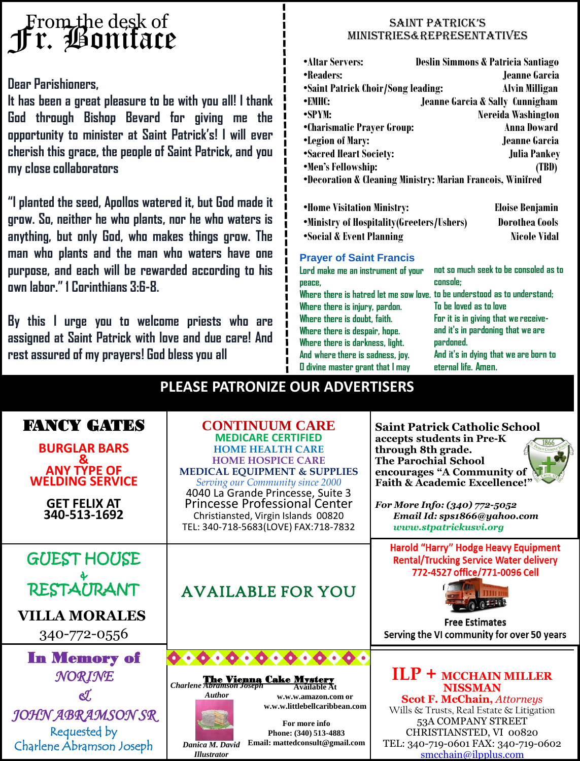## From the desk of Fr. Boniface

**Dear Parishioners,**

**It has been a great pleasure to be with you all! I thank God through Bishop Bevard for giving me the opportunity to minister at Saint Patrick's! I will ever cherish this grace, the people of Saint Patrick, and you my close collaborators**

**"I planted the seed, Apollos watered it, but God made it grow. So, neither he who plants, nor he who waters is anything, but only God, who makes things grow. The man who plants and the man who waters have one purpose, and each will be rewarded according to his own labor." 1 Corinthians 3:6-8.**

**By this I urge you to welcome priests who are assigned at Saint Patrick with love and due care! And rest assured of my prayers! God bless you all**

## SAINT PATRICK'S MINISTRIES&REPRESENTATIVES

- **Altar Servers:** Deslin Simmons & Patricia Santiago
- **Readers:** Jeanne Garcia
- **Saint Patrick Choir/Song leading:** Alvin Milligan
- **EMHC:** Jeanne Garcia & Sally Cunnigham
- **SPYM:** Nereida Washington
- **Charismatic Prayer Group:** Anna Doward
- **Legion of Mary:** Jeanne Garcia
- **Sacred Heart Society:** Julia Pankey
- **Men's Fellowship:** (TBD)
- **Decoration & Cleaning Ministry:** Marian Francois, Winifred

- **Home Visitation Ministry:** Eloise Benjamin
- **Ministry of Hospitality(Greeters/Ushers)** Dorothea Cools
- **Social & Event Planning** Nicole Vidal

### Prayer of Saint Francis

Lord make me an instrument of your peace,
Where there is hatred let me sow love.
Where there is injury, pardon.
Where there is doubt, faith.
Where there is despair, hope.
Where there is darkness, light.
And where there is sadness, joy.
O divine master grant that I may
not so much seek to be consoled as to console;
to be understood as to understand;
To be loved as to love
For it is in giving that we receive-
and it's in pardoning that we are pardoned.
And it's in dying that we are born to eternal life. Amen.

## PLEASE PATRONIZE OUR ADVERTISERS

**FANCY GATES**

BURGLAR BARS & ANY TYPE OF WELDING SERVICE

**GET FELIX AT 340-513-1692**

**CONTINUUM CARE**
MEDICARE CERTIFIED
HOME HEALTH CARE
HOME HOSPICE CARE
MEDICAL EQUIPMENT & SUPPLIES
*Serving our Community since 2000*
4040 La Grande Princesse, Suite 3
Princesse Professional Center
Christiansted, Virgin Islands 00820
TEL: 340-718-5683(LOVE) FAX:718-7832

**Saint Patrick Catholic School accepts students in Pre-K through 8th grade. The Parochial School encourages "A Community of Faith & Academic Excellence!"**

*For More Info: (340) 772-5052*
*Email Id: sps1866@yahoo.com*
*www.stpatrickusvi.org*

GUEST HOUSE & RESTAURANT
**VILLA MORALES**
340-772-0556

AVAILABLE FOR YOU

**Harold "Harry" Hodge Heavy Equipment Rental/Trucking Service Water delivery**
**772-4527 office/771-0096 Cell**
**Free Estimates**
**Serving the VI community for over 50 years**

**In Memory of**
*NORINE & JOHN ABRAMSON SR*
Requested by Charlene Abramson Joseph

**The Vienna Cake Mystery**
*Charlene Abramson Joseph* **Author**
*Danica M. David* **Illustrator**
**Available At**
**w.w.w.amazon.com or w.w.w.littlebellcaribbean.com**
**For more info**
**Phone: (340) 513-4883**
**Email: mattedconsult@gmail.com**

**ILP + MCCHAIN MILLER NISSMAN**
**Scot F. McChain,** *Attorneys*
Wills & Trusts, Real Estate & Litigation
53A COMPANY STREET
CHRISTIANSTED, VI 00820
TEL: 340-719-0601 FAX: 340-719-0602
smcchain@ilpplus.com